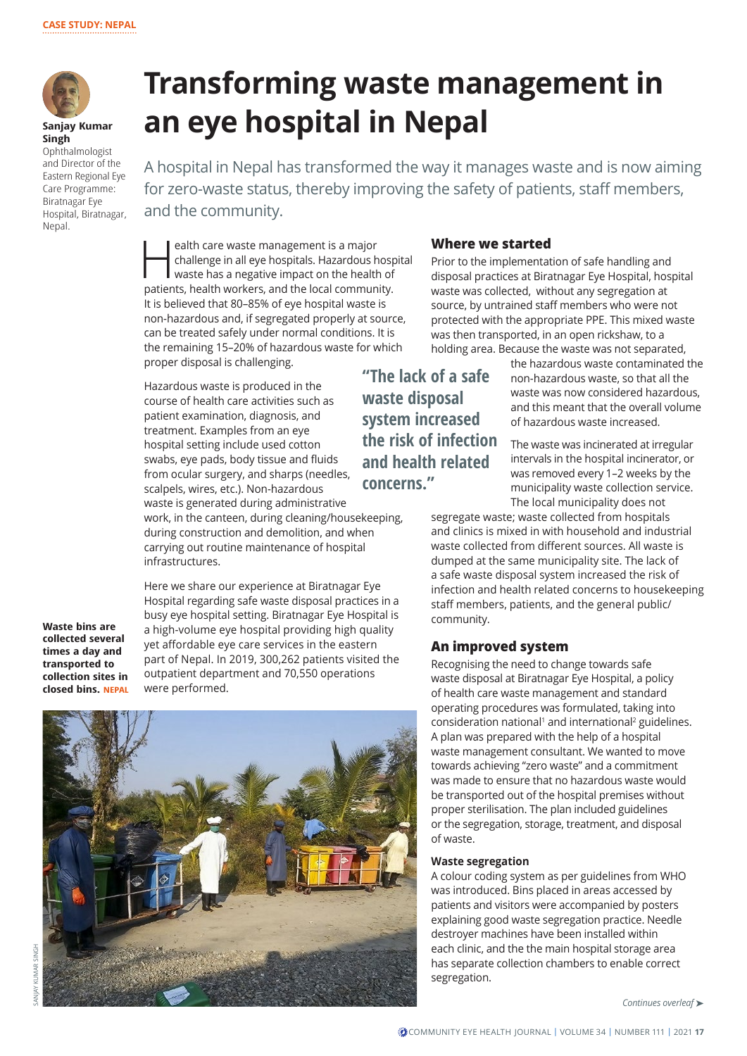# Transforming waste management in an eye hospital in Nepal

**Sanjay Kumar Singh**
Ophthalmologist and Director of the Eastern Regional Eye Care Programme: Biratnagar Eye Hospital, Biratnagar, Nepal.

A hospital in Nepal has transformed the way it manages waste and is now aiming for zero-waste status, thereby improving the safety of patients, staff members, and the community.

Health care waste management is a major challenge in all eye hospitals. Hazardous hospital waste has a negative impact on the health of patients, health workers, and the local community. It is believed that 80–85% of eye hospital waste is non-hazardous and, if segregated properly at source, can be treated safely under normal conditions. It is the remaining 15–20% of hazardous waste for which proper disposal is challenging.

Hazardous waste is produced in the course of health care activities such as patient examination, diagnosis, and treatment. Examples from an eye hospital setting include used cotton swabs, eye pads, body tissue and fluids from ocular surgery, and sharps (needles, scalpels, wires, etc.). Non-hazardous waste is generated during administrative work, in the canteen, during cleaning/housekeeping, during construction and demolition, and when carrying out routine maintenance of hospital infrastructures.

Here we share our experience at Biratnagar Eye Hospital regarding safe waste disposal practices in a busy eye hospital setting. Biratnagar Eye Hospital is a high-volume eye hospital providing high quality yet affordable eye care services in the eastern part of Nepal. In 2019, 300,262 patients visited the outpatient department and 70,550 operations were performed.

**Waste bins are collected several times a day and transported to collection sites in closed bins.** NEPAL

> "The lack of a safe waste disposal system increased the risk of infection and health related concerns."

## Where we started

Prior to the implementation of safe handling and disposal practices at Biratnagar Eye Hospital, hospital waste was collected, without any segregation at source, by untrained staff members who were not protected with the appropriate PPE. This mixed waste was then transported, in an open rickshaw, to a holding area. Because the waste was not separated, the hazardous waste contaminated the non-hazardous waste, so that all the waste was now considered hazardous, and this meant that the overall volume of hazardous waste increased.

The waste was incinerated at irregular intervals in the hospital incinerator, or was removed every 1–2 weeks by the municipality waste collection service. The local municipality does not segregate waste; waste collected from hospitals and clinics is mixed in with household and industrial waste collected from different sources. All waste is dumped at the same municipality site. The lack of a safe waste disposal system increased the risk of infection and health related concerns to housekeeping staff members, patients, and the general public/community.

## An improved system

Recognising the need to change towards safe waste disposal at Biratnagar Eye Hospital, a policy of health care waste management and standard operating procedures was formulated, taking into consideration national[1] and international[2] guidelines. A plan was prepared with the help of a hospital waste management consultant. We wanted to move towards achieving "zero waste" and a commitment was made to ensure that no hazardous waste would be transported out of the hospital premises without proper sterilisation. The plan included guidelines or the segregation, storage, treatment, and disposal of waste.

### Waste segregation

A colour coding system as per guidelines from WHO was introduced. Bins placed in areas accessed by patients and visitors were accompanied by posters explaining good waste segregation practice. Needle destroyer machines have been installed within each clinic, and the the main hospital storage area has separate collection chambers to enable correct segregation.

*Continues overleaf*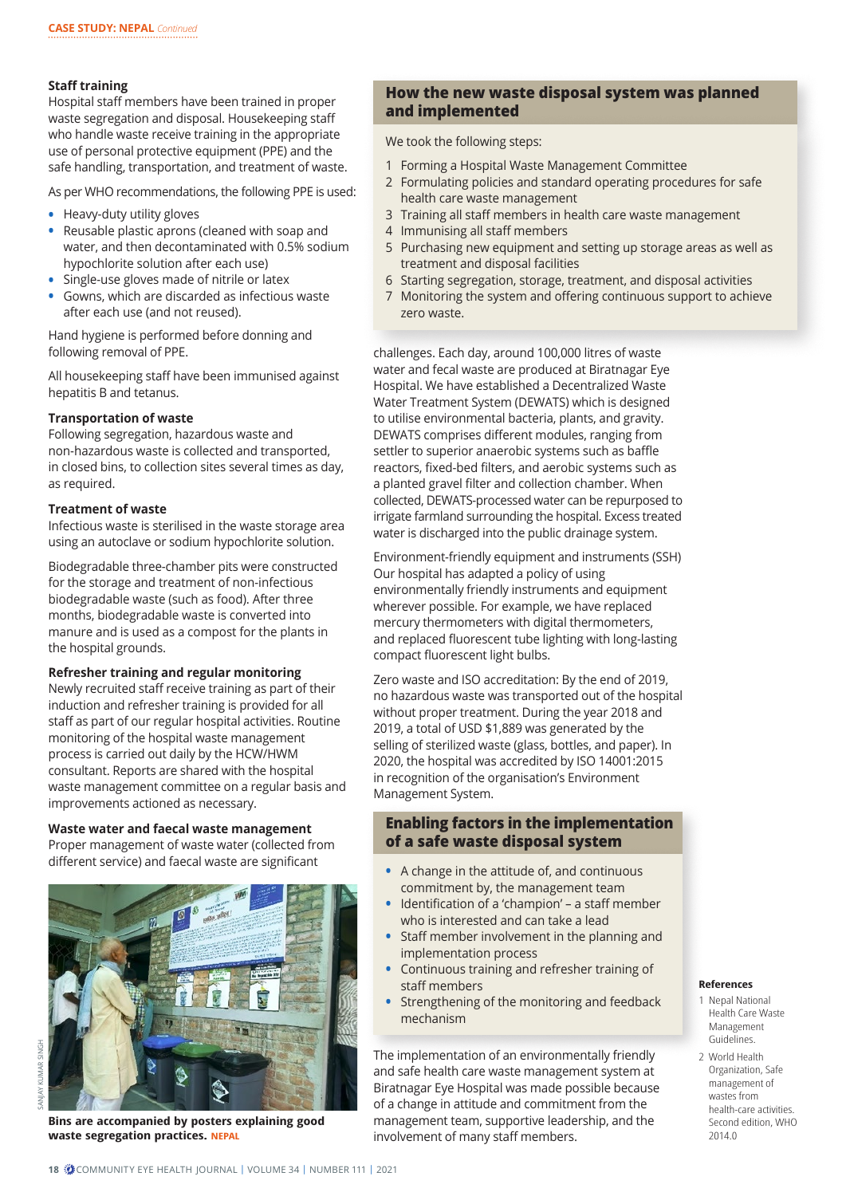### Staff training

Hospital staff members have been trained in proper waste segregation and disposal. Housekeeping staff who handle waste receive training in the appropriate use of personal protective equipment (PPE) and the safe handling, transportation, and treatment of waste.

As per WHO recommendations, the following PPE is used:

- Heavy-duty utility gloves
- Reusable plastic aprons (cleaned with soap and water, and then decontaminated with 0.5% sodium hypochlorite solution after each use)
- Single-use gloves made of nitrile or latex
- Gowns, which are discarded as infectious waste after each use (and not reused).

Hand hygiene is performed before donning and following removal of PPE.

All housekeeping staff have been immunised against hepatitis B and tetanus.

### Transportation of waste

Following segregation, hazardous waste and non-hazardous waste is collected and transported, in closed bins, to collection sites several times as day, as required.

### Treatment of waste

Infectious waste is sterilised in the waste storage area using an autoclave or sodium hypochlorite solution.

Biodegradable three-chamber pits were constructed for the storage and treatment of non-infectious biodegradable waste (such as food). After three months, biodegradable waste is converted into manure and is used as a compost for the plants in the hospital grounds.

### Refresher training and regular monitoring

Newly recruited staff receive training as part of their induction and refresher training is provided for all staff as part of our regular hospital activities. Routine monitoring of the hospital waste management process is carried out daily by the HCW/HWM consultant. Reports are shared with the hospital waste management committee on a regular basis and improvements actioned as necessary.

### Waste water and faecal waste management

Proper management of waste water (collected from different service) and faecal waste are significant challenges. Each day, around 100,000 litres of waste water and fecal waste are produced at Biratnagar Eye Hospital. We have established a Decentralized Waste Water Treatment System (DEWATS) which is designed to utilise environmental bacteria, plants, and gravity. DEWATS comprises different modules, ranging from settler to superior anaerobic systems such as baffle reactors, fixed-bed filters, and aerobic systems such as a planted gravel filter and collection chamber. When collected, DEWATS-processed water can be repurposed to irrigate farmland surrounding the hospital. Excess treated water is discharged into the public drainage system.

Bins are accompanied by posters explaining good waste segregation practices. NEPAL

## How the new waste disposal system was planned and implemented

We took the following steps:

1. Forming a Hospital Waste Management Committee
2. Formulating policies and standard operating procedures for safe health care waste management
3. Training all staff members in health care waste management
4. Immunising all staff members
5. Purchasing new equipment and setting up storage areas as well as treatment and disposal facilities
6. Starting segregation, storage, treatment, and disposal activities
7. Monitoring the system and offering continuous support to achieve zero waste.

Environment-friendly equipment and instruments (SSH) Our hospital has adapted a policy of using environmentally friendly instruments and equipment wherever possible. For example, we have replaced mercury thermometers with digital thermometers, and replaced fluorescent tube lighting with long-lasting compact fluorescent light bulbs.

Zero waste and ISO accreditation: By the end of 2019, no hazardous waste was transported out of the hospital without proper treatment. During the year 2018 and 2019, a total of USD $1,889 was generated by the selling of sterilized waste (glass, bottles, and paper). In 2020, the hospital was accredited by ISO 14001:2015 in recognition of the organisation's Environment Management System.

## Enabling factors in the implementation of a safe waste disposal system

- A change in the attitude of, and continuous commitment by, the management team
- Identification of a 'champion' – a staff member who is interested and can take a lead
- Staff member involvement in the planning and implementation process
- Continuous training and refresher training of staff members
- Strengthening of the monitoring and feedback mechanism

The implementation of an environmentally friendly and safe health care waste management system at Biratnagar Eye Hospital was made possible because of a change in attitude and commitment from the management team, supportive leadership, and the involvement of many staff members.

### References

1. Nepal National Health Care Waste Management Guidelines.
2. World Health Organization, Safe management of wastes from health-care activities. Second edition, WHO 2014.0